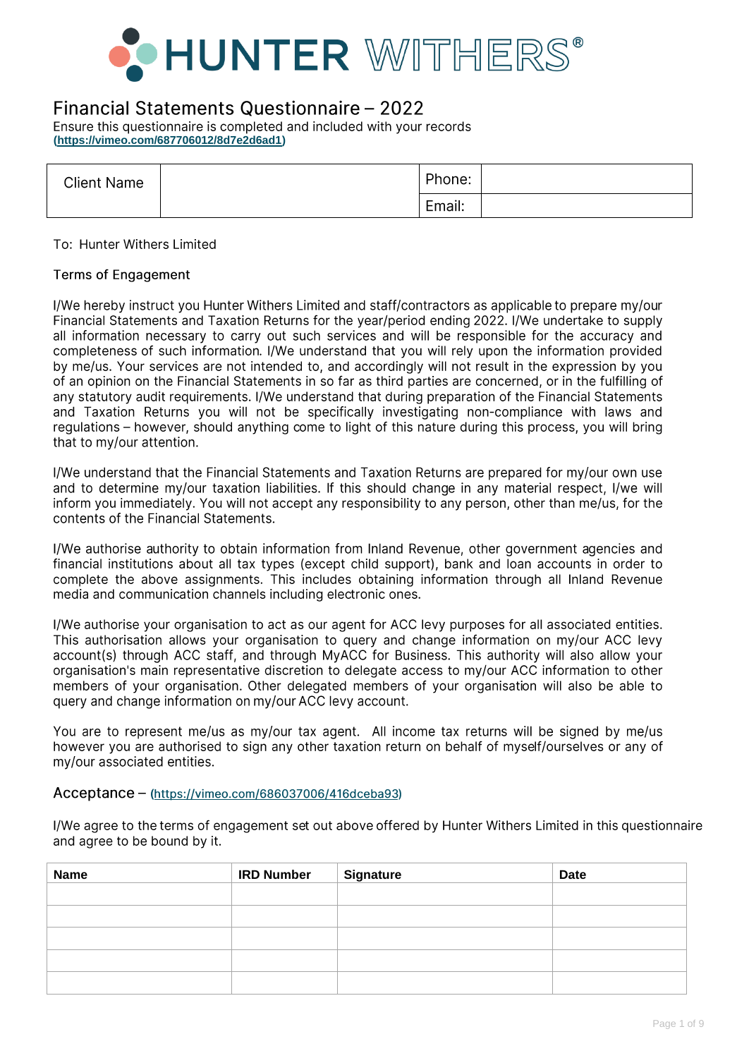HUNTER WITHERS®

# Financial Statements Questionnaire – 2022

Ensure this questionnaire is completed and included with your records
**(https://vimeo.com/687706012/8d7e2d6ad1)**

| Client Name | | Phone: | |
|---|---|---|---|
| | | Email: | |

To: Hunter Withers Limited

## Terms of Engagement

I/We hereby instruct you Hunter Withers Limited and staff/contractors as applicable to prepare my/our Financial Statements and Taxation Returns for the year/period ending 2022. I/We undertake to supply all information necessary to carry out such services and will be responsible for the accuracy and completeness of such information. I/We understand that you will rely upon the information provided by me/us. Your services are not intended to, and accordingly will not result in the expression by you of an opinion on the Financial Statements in so far as third parties are concerned, or in the fulfilling of any statutory audit requirements. I/We understand that during preparation of the Financial Statements and Taxation Returns you will not be specifically investigating non-compliance with laws and regulations – however, should anything come to light of this nature during this process, you will bring that to my/our attention.

I/We understand that the Financial Statements and Taxation Returns are prepared for my/our own use and to determine my/our taxation liabilities. If this should change in any material respect, I/we will inform you immediately. You will not accept any responsibility to any person, other than me/us, for the contents of the Financial Statements.

I/We authorise authority to obtain information from Inland Revenue, other government agencies and financial institutions about all tax types (except child support), bank and loan accounts in order to complete the above assignments. This includes obtaining information through all Inland Revenue media and communication channels including electronic ones.

I/We authorise your organisation to act as our agent for ACC levy purposes for all associated entities. This authorisation allows your organisation to query and change information on my/our ACC levy account(s) through ACC staff, and through MyACC for Business. This authority will also allow your organisation's main representative discretion to delegate access to my/our ACC information to other members of your organisation. Other delegated members of your organisation will also be able to query and change information on my/our ACC levy account.

You are to represent me/us as my/our tax agent. All income tax returns will be signed by me/us however you are authorised to sign any other taxation return on behalf of myself/ourselves or any of my/our associated entities.

## Acceptance – (https://vimeo.com/686037006/416dceba93)

I/We agree to the terms of engagement set out above offered by Hunter Withers Limited in this questionnaire and agree to be bound by it.

| Name | IRD Number | Signature | Date |
|---|---|---|---|
| | | | |
| | | | |
| | | | |
| | | | |
| | | | |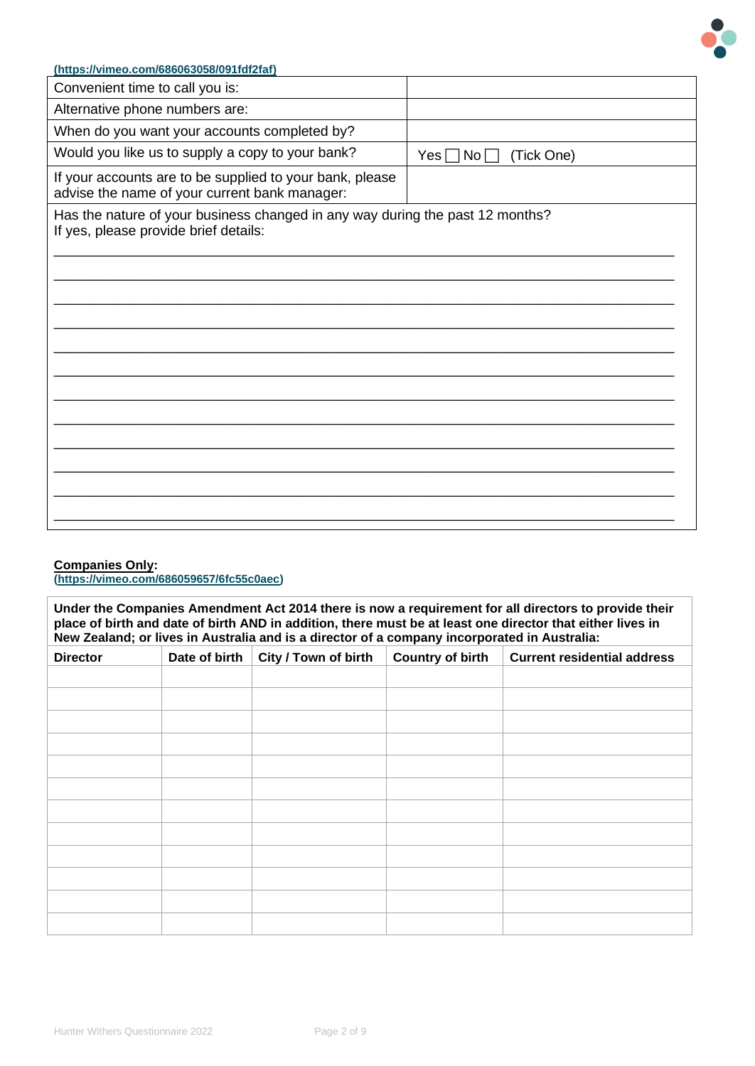(https://vimeo.com/686063058/091fdf2faf)

| | |
|---|---|
| Convenient time to call you is: | |
| Alternative phone numbers are: | |
| When do you want your accounts completed by? | |
| Would you like us to supply a copy to your bank? | Yes ☐ No ☐ (Tick One) |
| If your accounts are to be supplied to your bank, please advise the name of your current bank manager: | |

Has the nature of your business changed in any way during the past 12 months?
If yes, please provide brief details:

______________________________________________________________________________

______________________________________________________________________________

______________________________________________________________________________

______________________________________________________________________________

______________________________________________________________________________

______________________________________________________________________________

______________________________________________________________________________

______________________________________________________________________________

______________________________________________________________________________

______________________________________________________________________________

______________________________________________________________________________

______________________________________________________________________________

**Companies Only:**
(https://vimeo.com/686059657/6fc55c0aec)

**Under the Companies Amendment Act 2014 there is now a requirement for all directors to provide their place of birth and date of birth AND in addition, there must be at least one director that either lives in New Zealand; or lives in Australia and is a director of a company incorporated in Australia:**

| Director | Date of birth | City / Town of birth | Country of birth | Current residential address |
|---|---|---|---|---|
| | | | | |
| | | | | |
| | | | | |
| | | | | |
| | | | | |
| | | | | |
| | | | | |
| | | | | |
| | | | | |
| | | | | |
| | | | | |
| | | | | |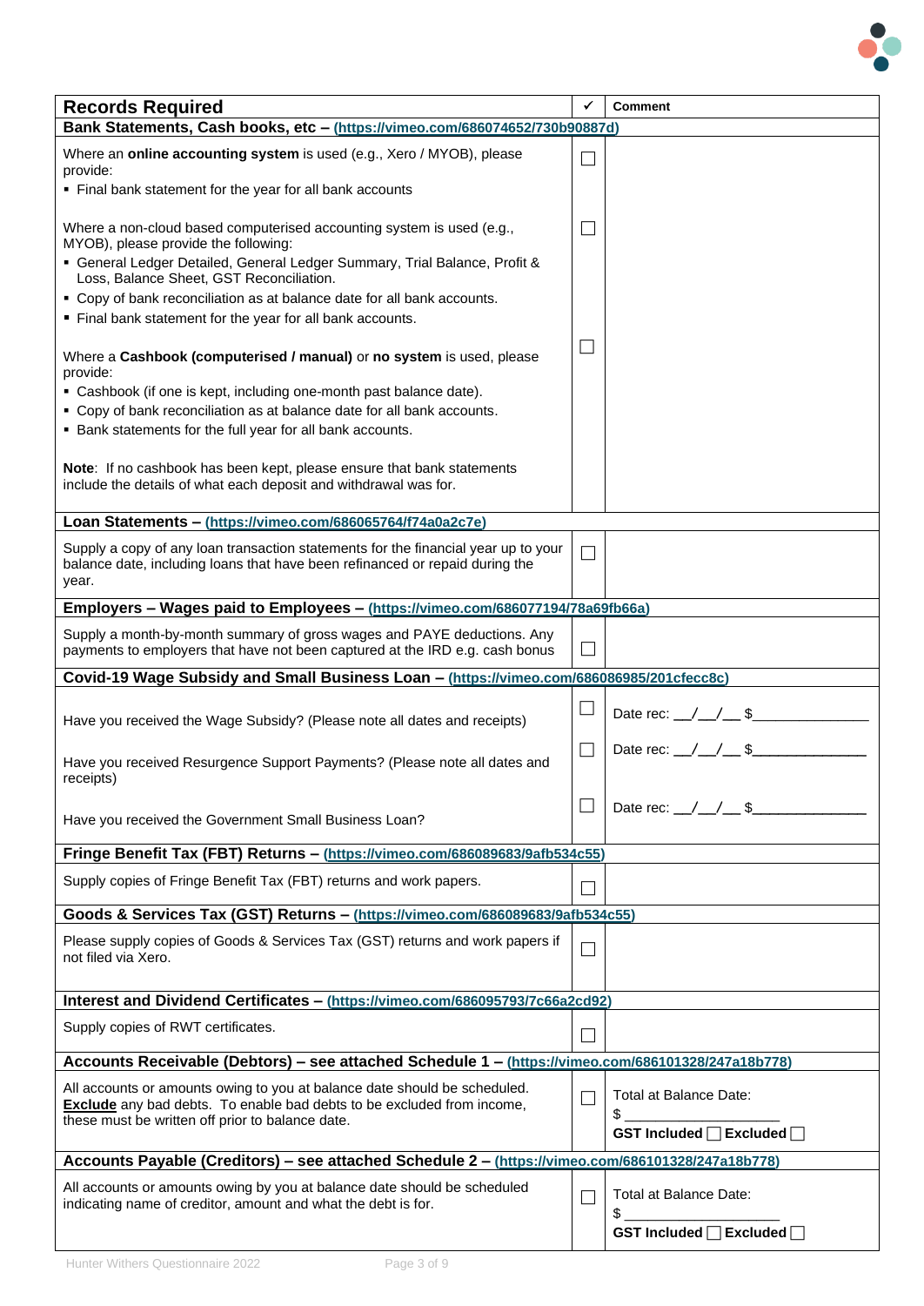| Records Required | ✓ | Comment |
|---|---|---|
| **Bank Statements, Cash books, etc – (https://vimeo.com/686074652/730b90887d)** | | |
| Where an **online accounting system** is used (e.g., Xero / MYOB), please provide:<br>▪ Final bank statement for the year for all bank accounts | ☐ | |
| Where a non-cloud based computerised accounting system is used (e.g., MYOB), please provide the following:<br>▪ General Ledger Detailed, General Ledger Summary, Trial Balance, Profit & Loss, Balance Sheet, GST Reconciliation.<br>▪ Copy of bank reconciliation as at balance date for all bank accounts.<br>▪ Final bank statement for the year for all bank accounts. | ☐ | |
| Where a **Cashbook (computerised / manual)** or **no system** is used, please provide:<br>▪ Cashbook (if one is kept, including one-month past balance date).<br>▪ Copy of bank reconciliation as at balance date for all bank accounts.<br>▪ Bank statements for the full year for all bank accounts.<br><br>**Note**: If no cashbook has been kept, please ensure that bank statements include the details of what each deposit and withdrawal was for. | ☐ | |
| **Loan Statements – (https://vimeo.com/686065764/f74a0a2c7e)** | | |
| Supply a copy of any loan transaction statements for the financial year up to your balance date, including loans that have been refinanced or repaid during the year. | ☐ | |
| **Employers – Wages paid to Employees – (https://vimeo.com/686077194/78a69fb66a)** | | |
| Supply a month-by-month summary of gross wages and PAYE deductions. Any payments to employers that have not been captured at the IRD e.g. cash bonus | ☐ | |
| **Covid-19 Wage Subsidy and Small Business Loan – (https://vimeo.com/686086985/201cfecc8c)** | | |
| Have you received the Wage Subsidy? (Please note all dates and receipts) | ☐ | Date rec: \_\_/\_\_/\_\_ $\_\_\_\_\_\_\_\_\_\_\_\_\_\_ |
| Have you received Resurgence Support Payments? (Please note all dates and receipts) | ☐ | Date rec: \_\_/\_\_/\_\_ $\_\_\_\_\_\_\_\_\_\_\_\_\_\_ |
| Have you received the Government Small Business Loan? | ☐ | Date rec: \_\_/\_\_/\_\_ $\_\_\_\_\_\_\_\_\_\_\_\_\_\_ |
| **Fringe Benefit Tax (FBT) Returns – (https://vimeo.com/686089683/9afb534c55)** | | |
| Supply copies of Fringe Benefit Tax (FBT) returns and work papers. | ☐ | |
| **Goods & Services Tax (GST) Returns – (https://vimeo.com/686089683/9afb534c55)** | | |
| Please supply copies of Goods & Services Tax (GST) returns and work papers if not filed via Xero. | ☐ | |
| **Interest and Dividend Certificates – (https://vimeo.com/686095793/7c66a2cd92)** | | |
| Supply copies of RWT certificates. | ☐ | |
| **Accounts Receivable (Debtors) – see attached Schedule 1 – (https://vimeo.com/686101328/247a18b778)** | | |
| All accounts or amounts owing to you at balance date should be scheduled. **Exclude** any bad debts. To enable bad debts to be excluded from income, these must be written off prior to balance date. | ☐ | Total at Balance Date:<br>$ \_\_\_\_\_\_\_\_\_\_\_\_\_\_\_\_\_\_<br>**GST Included** ☐ **Excluded** ☐ |
| **Accounts Payable (Creditors) – see attached Schedule 2 – (https://vimeo.com/686101328/247a18b778)** | | |
| All accounts or amounts owing by you at balance date should be scheduled indicating name of creditor, amount and what the debt is for. | ☐ | Total at Balance Date:<br>$ \_\_\_\_\_\_\_\_\_\_\_\_\_\_\_\_\_\_<br>**GST Included** ☐ **Excluded** ☐ |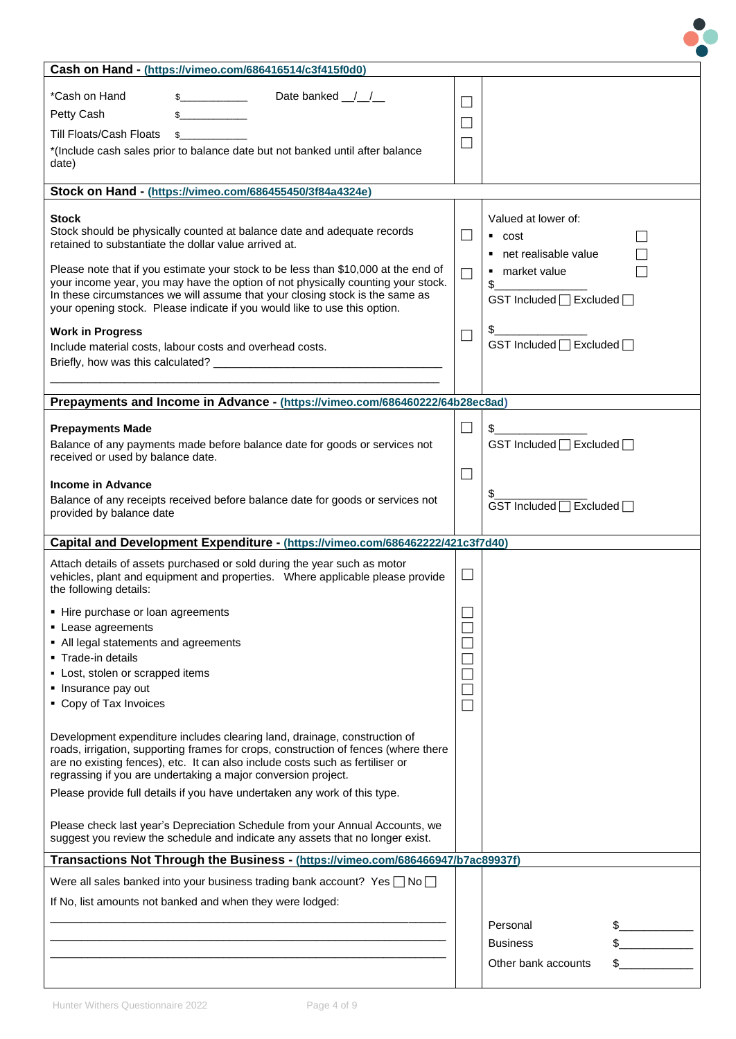## Cash on Hand - (https://vimeo.com/686416514/c3f415f0d0)

| | | |
|---|---|---|
| *Cash on Hand $\_\_\_\_\_\_\_\_\_\_\_\_ Date banked \_\_/\_\_/\_\_<br>Petty Cash $\_\_\_\_\_\_\_\_\_\_\_\_<br>Till Floats/Cash Floats $\_\_\_\_\_\_\_\_\_\_\_\_<br>*(Include cash sales prior to balance date but not banked until after balance date) | ☐<br>☐<br>☐ | |

## Stock on Hand - (https://vimeo.com/686455450/3f84a4324e)

| | | |
|---|---|---|
| **Stock**<br>Stock should be physically counted at balance date and adequate records retained to substantiate the dollar value arrived at. | ☐ | Valued at lower of:<br>▪ cost ☐<br>▪ net realisable value ☐<br>▪ market value ☐ |
| Please note that if you estimate your stock to be less than $10,000 at the end of your income year, you may have the option of not physically counting your stock. In these circumstances we will assume that your closing stock is the same as your opening stock. Please indicate if you would like to use this option. | ☐ | $\_\_\_\_\_\_\_\_\_\_\_\_\_\_<br>GST Included ☐ Excluded ☐ |
| **Work in Progress**<br>Include material costs, labour costs and overhead costs.<br>Briefly, how was this calculated? \_\_\_\_\_\_\_\_\_\_\_\_\_\_\_\_\_\_\_\_\_\_\_\_\_\_\_\_\_\_\_\_\_\_\_\_<br>\_\_\_\_\_\_\_\_\_\_\_\_\_\_\_\_\_\_\_\_\_\_\_\_\_\_\_\_\_\_\_\_\_\_\_\_\_\_\_\_\_\_\_\_\_\_\_\_\_\_\_\_\_\_\_\_\_\_\_\_ | ☐ | $\_\_\_\_\_\_\_\_\_\_\_\_\_\_<br>GST Included ☐ Excluded ☐ |

## Prepayments and Income in Advance - (https://vimeo.com/686460222/64b28ec8ad)

| | | |
|---|---|---|
| **Prepayments Made**<br>Balance of any payments made before balance date for goods or services not received or used by balance date. | ☐ | $\_\_\_\_\_\_\_\_\_\_\_\_\_\_<br>GST Included ☐ Excluded ☐ |
| **Income in Advance**<br>Balance of any receipts received before balance date for goods or services not provided by balance date | ☐ | $\_\_\_\_\_\_\_\_\_\_\_\_\_\_<br>GST Included ☐ Excluded ☐ |

## Capital and Development Expenditure - (https://vimeo.com/686462222/421c3f7d40)

| | | |
|---|---|---|
| Attach details of assets purchased or sold during the year such as motor vehicles, plant and equipment and properties. Where applicable please provide the following details: | ☐ | |
| ▪ Hire purchase or loan agreements<br>▪ Lease agreements<br>▪ All legal statements and agreements<br>▪ Trade-in details<br>▪ Lost, stolen or scrapped items<br>▪ Insurance pay out<br>▪ Copy of Tax Invoices | ☐<br>☐<br>☐<br>☐<br>☐<br>☐<br>☐ | |
| Development expenditure includes clearing land, drainage, construction of roads, irrigation, supporting frames for crops, construction of fences (where there are no existing fences), etc. It can also include costs such as fertiliser or regrassing if you are undertaking a major conversion project.<br>Please provide full details if you have undertaken any work of this type.<br><br>Please check last year's Depreciation Schedule from your Annual Accounts, we suggest you review the schedule and indicate any assets that no longer exist. | | |

## Transactions Not Through the Business - (https://vimeo.com/686466947/b7ac89937f)

| | | |
|---|---|---|
| Were all sales banked into your business trading bank account? Yes ☐ No ☐<br>If No, list amounts not banked and when they were lodged:<br>\_\_\_\_\_\_\_\_\_\_\_\_\_\_\_\_\_\_\_\_\_\_\_\_\_\_\_\_\_\_\_\_\_\_\_\_\_\_\_\_\_\_\_\_\_\_\_\_\_\_\_\_\_\_\_\_\_\_\_\_<br>\_\_\_\_\_\_\_\_\_\_\_\_\_\_\_\_\_\_\_\_\_\_\_\_\_\_\_\_\_\_\_\_\_\_\_\_\_\_\_\_\_\_\_\_\_\_\_\_\_\_\_\_\_\_\_\_\_\_\_\_<br>\_\_\_\_\_\_\_\_\_\_\_\_\_\_\_\_\_\_\_\_\_\_\_\_\_\_\_\_\_\_\_\_\_\_\_\_\_\_\_\_\_\_\_\_\_\_\_\_\_\_\_\_\_\_\_\_\_\_\_\_ | | Personal $\_\_\_\_\_\_\_\_\_\_\_\_<br>Business $\_\_\_\_\_\_\_\_\_\_\_\_<br>Other bank accounts $\_\_\_\_\_\_\_\_\_\_\_\_ |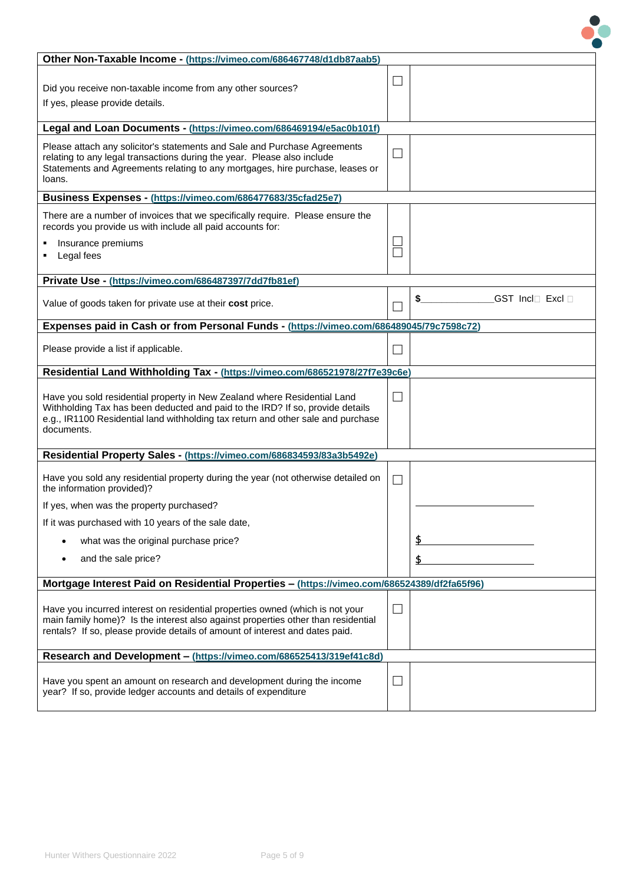| **Other Non-Taxable Income - (https://vimeo.com/686467748/d1db87aab5)** | | |
|---|---|---|
| Did you receive non-taxable income from any other sources?<br>If yes, please provide details. | ☐ | |
| **Legal and Loan Documents - (https://vimeo.com/686469194/e5ac0b101f)** | | |
| Please attach any solicitor's statements and Sale and Purchase Agreements relating to any legal transactions during the year. Please also include Statements and Agreements relating to any mortgages, hire purchase, leases or loans. | ☐ | |
| **Business Expenses - (https://vimeo.com/686477683/35cfad25e7)** | | |
| There are a number of invoices that we specifically require. Please ensure the records you provide us with include all paid accounts for:<br>▪ Insurance premiums<br>▪ Legal fees | ☐<br>☐ | |
| **Private Use - (https://vimeo.com/686487397/7dd7fb81ef)** | | |
| Value of goods taken for private use at their **cost** price. | ☐ | $____________GST Incl☐ Excl ☐ |
| **Expenses paid in Cash or from Personal Funds - (https://vimeo.com/686489045/79c7598c72)** | | |
| Please provide a list if applicable. | ☐ | |
| **Residential Land Withholding Tax - (https://vimeo.com/686521978/27f7e39c6e)** | | |
| Have you sold residential property in New Zealand where Residential Land Withholding Tax has been deducted and paid to the IRD? If so, provide details e.g., IR1100 Residential land withholding tax return and other sale and purchase documents. | ☐ | |
| **Residential Property Sales - (https://vimeo.com/686834593/83a3b5492e)** | | |
| Have you sold any residential property during the year (not otherwise detailed on the information provided)?<br>If yes, when was the property purchased?<br>If it was purchased with 10 years of the sale date,<br>• what was the original purchase price?<br>• and the sale price? | ☐ | <br>____________________<br><br>$____________________<br>$____________________ |
| **Mortgage Interest Paid on Residential Properties – (https://vimeo.com/686524389/df2fa65f96)** | | |
| Have you incurred interest on residential properties owned (which is not your main family home)? Is the interest also against properties other than residential rentals? If so, please provide details of amount of interest and dates paid. | ☐ | |
| **Research and Development – (https://vimeo.com/686525413/319ef41c8d)** | | |
| Have you spent an amount on research and development during the income year? If so, provide ledger accounts and details of expenditure | ☐ | |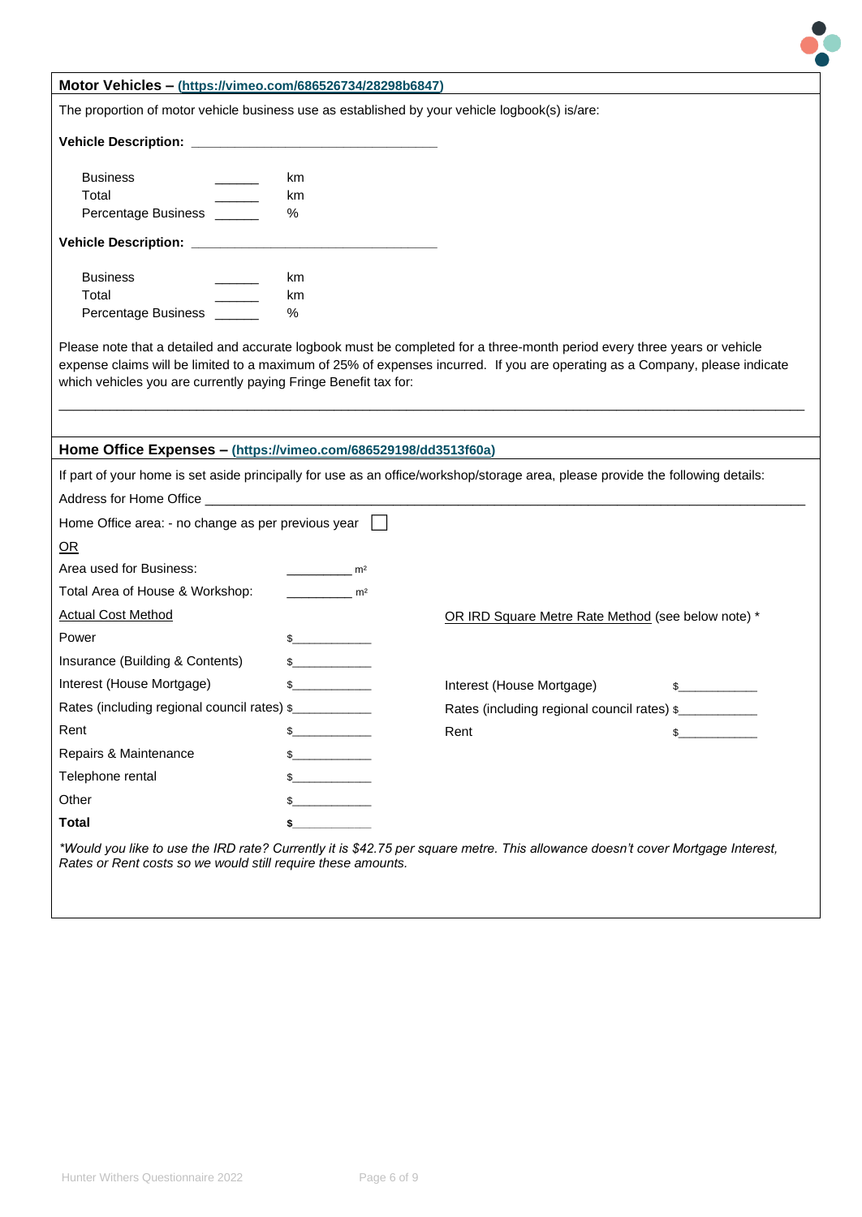**Motor Vehicles – (https://vimeo.com/686526734/28298b6847)**

The proportion of motor vehicle business use as established by your vehicle logbook(s) is/are:

**Vehicle Description:** ________________________________

Business ______ km
Total ______ km
Percentage Business ______ %

**Vehicle Description:** ________________________________

Business ______ km
Total ______ km
Percentage Business ______ %

Please note that a detailed and accurate logbook must be completed for a three-month period every three years or vehicle expense claims will be limited to a maximum of 25% of expenses incurred. If you are operating as a Company, please indicate which vehicles you are currently paying Fringe Benefit tax for:

_____________________________________________________________________________________________

**Home Office Expenses – (https://vimeo.com/686529198/dd3513f60a)**

If part of your home is set aside principally for use as an office/workshop/storage area, please provide the following details:

Address for Home Office _______________________________________________________________________________

Home Office area: - no change as per previous year ☐

OR

Area used for Business: __________ m²

Total Area of House & Workshop: __________ m²

| Actual Cost Method | | OR IRD Square Metre Rate Method (see below note) * | |
|---|---|---|---|
| Power | $___________ | | |
| Insurance (Building & Contents) | $___________ | | |
| Interest (House Mortgage) | $___________ | Interest (House Mortgage) | $___________ |
| Rates (including regional council rates) | $___________ | Rates (including regional council rates) | $___________ |
| Rent | $___________ | Rent | $___________ |
| Repairs & Maintenance | $___________ | | |
| Telephone rental | $___________ | | |
| Other | $___________ | | |
| **Total** | **$___________** | | |

*\*Would you like to use the IRD rate? Currently it is $42.75 per square metre. This allowance doesn't cover Mortgage Interest, Rates or Rent costs so we would still require these amounts.*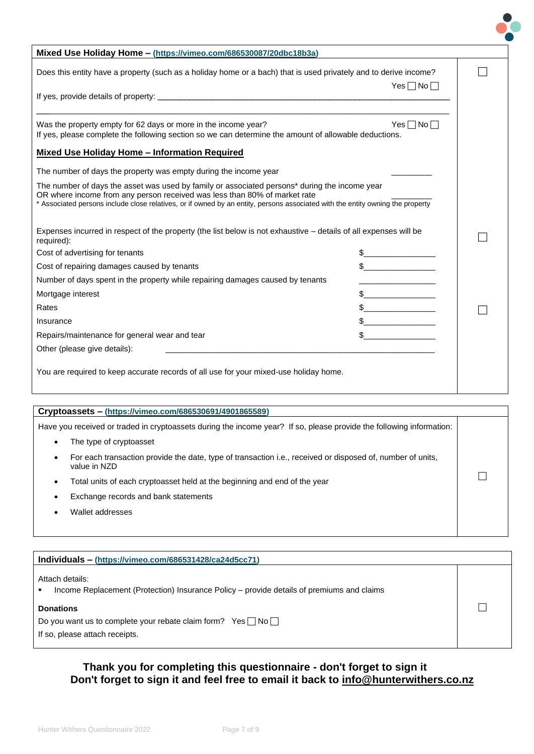## Mixed Use Holiday Home – (https://vimeo.com/686530087/20dbc18b3a)

Does this entity have a property (such as a holiday home or a bach) that is used privately and to derive income? Yes ☐ No ☐ ☐

If yes, provide details of property: ____________________________________________________________

____________________________________________________________

Was the property empty for 62 days or more in the income year? Yes ☐ No ☐

If yes, please complete the following section so we can determine the amount of allowable deductions.

### Mixed Use Holiday Home – Information Required

The number of days the property was empty during the income year __________

The number of days the asset was used by family or associated persons* during the income year OR where income from any person received was less than 80% of market rate __________

* Associated persons include close relatives, or if owned by an entity, persons associated with the entity owning the property

Expenses incurred in respect of the property (the list below is not exhaustive – details of all expenses will be required): ☐

| | |
|---|---|
| Cost of advertising for tenants | $________________ |
| Cost of repairing damages caused by tenants | $________________ |
| Number of days spent in the property while repairing damages caused by tenants | ________________ |
| Mortgage interest | $________________ |
| Rates | $________________ |
| Insurance | $________________ |
| Repairs/maintenance for general wear and tear | $________________ |
| Other (please give details): | ____________________________________________________________ |

☐

You are required to keep accurate records of all use for your mixed-use holiday home.

## Cryptoassets – (https://vimeo.com/686530691/4901865589)

Have you received or traded in cryptoassets during the income year? If so, please provide the following information: ☐

- The type of cryptoasset
- For each transaction provide the date, type of transaction i.e., received or disposed of, number of units, value in NZD
- Total units of each cryptoasset held at the beginning and end of the year
- Exchange records and bank statements
- Wallet addresses

## Individuals – (https://vimeo.com/686531428/ca24d5cc71)

Attach details:

- Income Replacement (Protection) Insurance Policy – provide details of premiums and claims

**Donations** ☐

Do you want us to complete your rebate claim form? Yes ☐ No ☐

If so, please attach receipts.

**Thank you for completing this questionnaire - don't forget to sign it**
**Don't forget to sign it and feel free to email it back to info@hunterwithers.co.nz**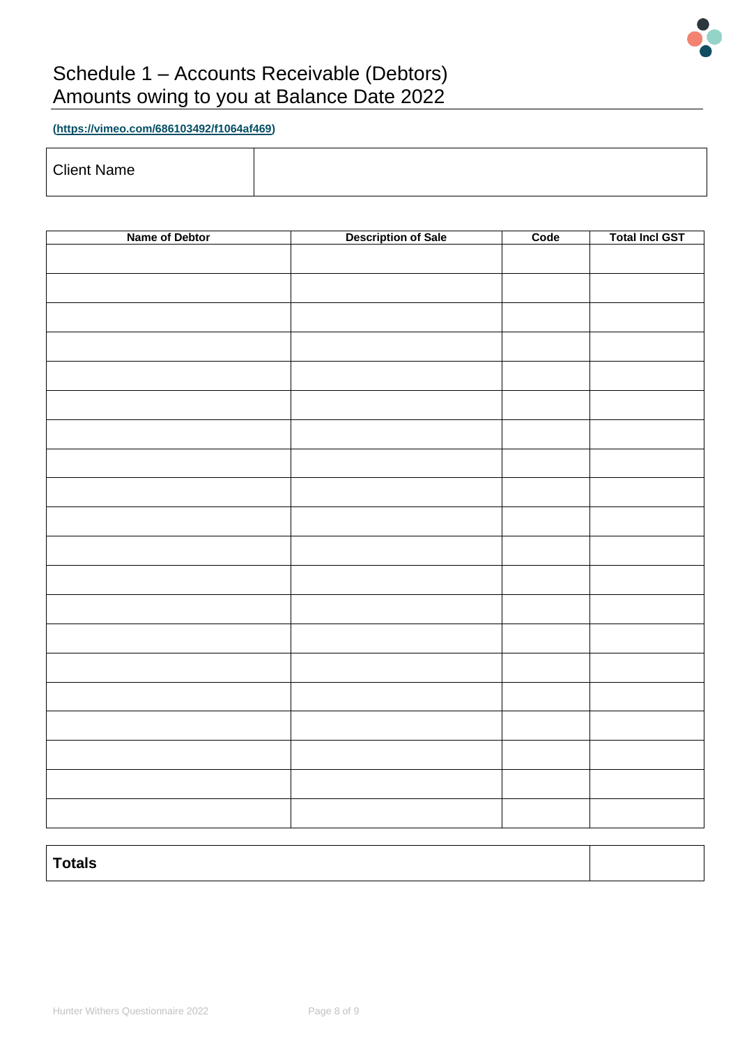# Schedule 1 – Accounts Receivable (Debtors)
# Amounts owing to you at Balance Date 2022

**(https://vimeo.com/686103492/f1064af469)**

| Client Name | |
|---|---|

| Name of Debtor | Description of Sale | Code | Total Incl GST |
|---|---|---|---|
| | | | |
| | | | |
| | | | |
| | | | |
| | | | |
| | | | |
| | | | |
| | | | |
| | | | |
| | | | |
| | | | |
| | | | |
| | | | |
| | | | |
| | | | |
| | | | |
| | | | |
| | | | |
| | | | |
| | | | |

| **Totals** | |
|---|---|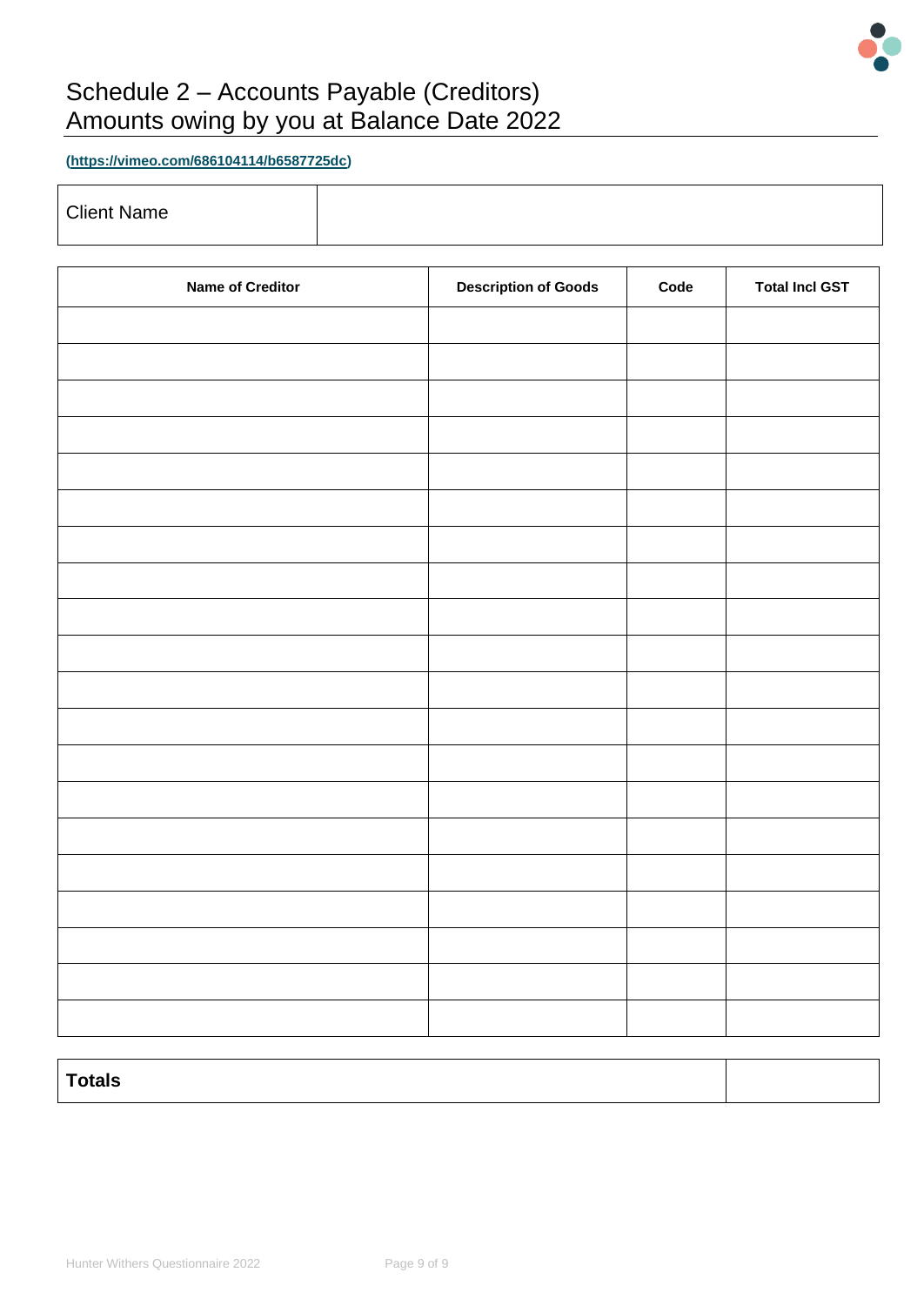# Schedule 2 – Accounts Payable (Creditors)
# Amounts owing by you at Balance Date 2022

**([https://vimeo.com/686104114/b6587725dc](https://vimeo.com/686104114/b6587725dc))**

| Client Name | |
|---|---|

| Name of Creditor | Description of Goods | Code | Total Incl GST |
|---|---|---|---|
| | | | |
| | | | |
| | | | |
| | | | |
| | | | |
| | | | |
| | | | |
| | | | |
| | | | |
| | | | |
| | | | |
| | | | |
| | | | |
| | | | |
| | | | |
| | | | |
| | | | |
| | | | |
| | | | |
| | | | |

| **Totals** | |
|---|---|